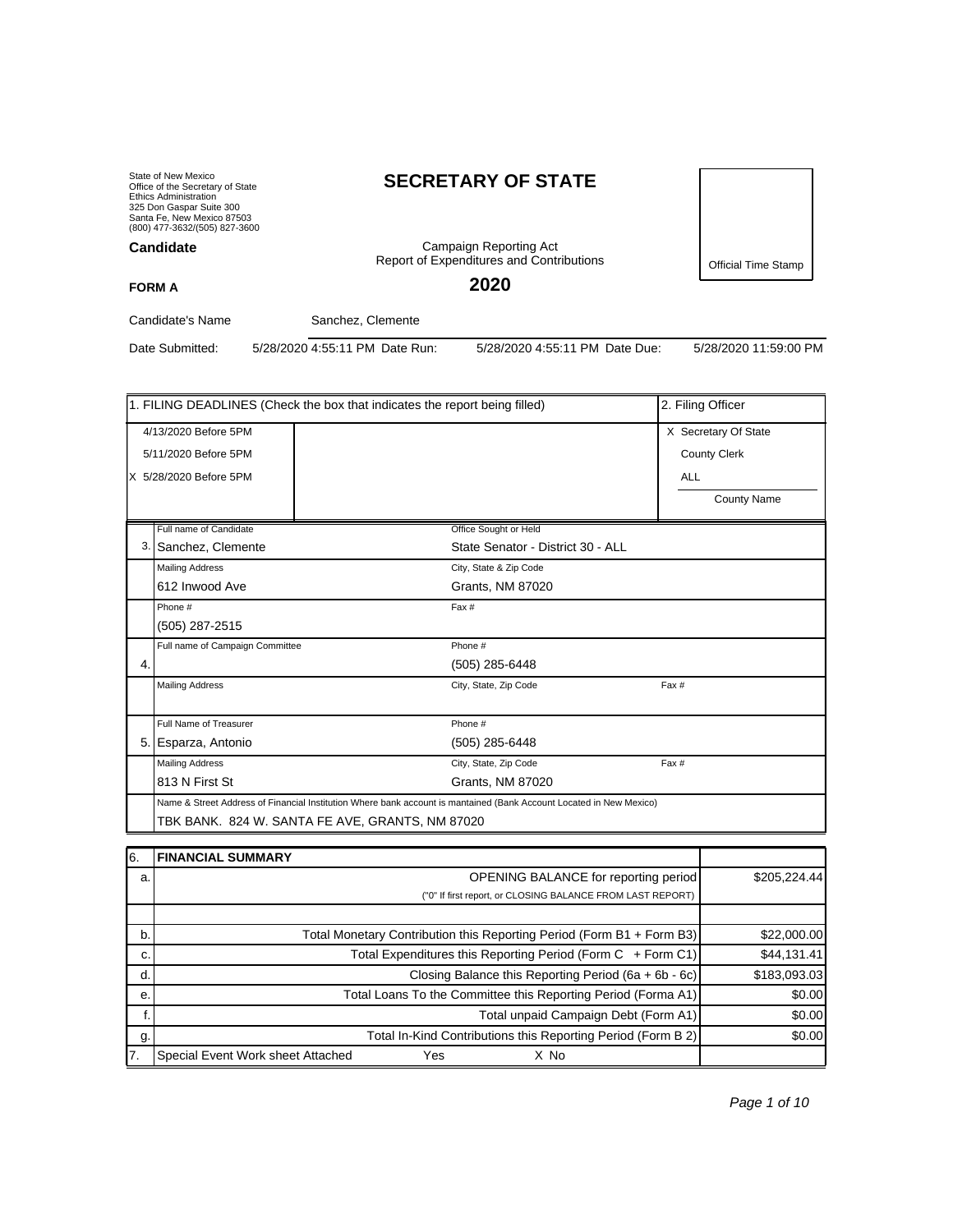State of New Mexico
Office of the Secretary of State
Ethics Administration
325 Don Gaspar Suite 300
Santa Fe, New Mexico 87503
(800) 477-3632/(505) 827-3600

# SECRETARY OF STATE

**Candidate**

Campaign Reporting Act
Report of Expenditures and Contributions

**FORM A**

## 2020

Official Time Stamp

Candidate's Name: Sanchez, Clemente

Date Submitted: 5/28/2020 4:55:11 PM  Date Run: 5/28/2020 4:55:11 PM  Date Due: 5/28/2020 11:59:00 PM

| 1. FILING DEADLINES (Check the box that indicates the report being filled) | | 2. Filing Officer |
|---|---|---|
| 4/13/2020 Before 5PM | | X Secretary Of State |
| 5/11/2020 Before 5PM | | County Clerk |
| X 5/28/2020 Before 5PM | | ALL |
| | | County Name |

| | | |
|---|---|---|
| 3. | Full name of Candidate: Sanchez, Clemente | Office Sought or Held: State Senator - District 30 - ALL |
| | Mailing Address: 612 Inwood Ave | City, State & Zip Code: Grants, NM 87020 |
| | Phone #: (505) 287-2515 | Fax #: |
| 4. | Full name of Campaign Committee: | Phone #: (505) 285-6448 |
| | Mailing Address: | City, State, Zip Code: / Fax #: |
| 5. | Full Name of Treasurer: Esparza, Antonio | Phone #: (505) 285-6448 |
| | Mailing Address: 813 N First St | City, State, Zip Code: Grants, NM 87020 / Fax #: |
| | Name & Street Address of Financial Institution Where bank account is mantained (Bank Account Located in New Mexico): TBK BANK. 824 W. SANTA FE AVE, GRANTS, NM 87020 | |

| 6. | FINANCIAL SUMMARY | |
|---|---|---|
| a. | OPENING BALANCE for reporting period ("0" If first report, or CLOSING BALANCE FROM LAST REPORT) | $205,224.44 |
| b. | Total Monetary Contribution this Reporting Period (Form B1 + Form B3) | $22,000.00 |
| c. | Total Expenditures this Reporting Period (Form C + Form C1) | $44,131.41 |
| d. | Closing Balance this Reporting Period (6a + 6b - 6c) | $183,093.03 |
| e. | Total Loans To the Committee this Reporting Period (Forma A1) | $0.00 |
| f. | Total unpaid Campaign Debt (Form A1) | $0.00 |
| g. | Total In-Kind Contributions this Reporting Period (Form B 2) | $0.00 |
| 7. | Special Event Work sheet Attached  Yes  X No | |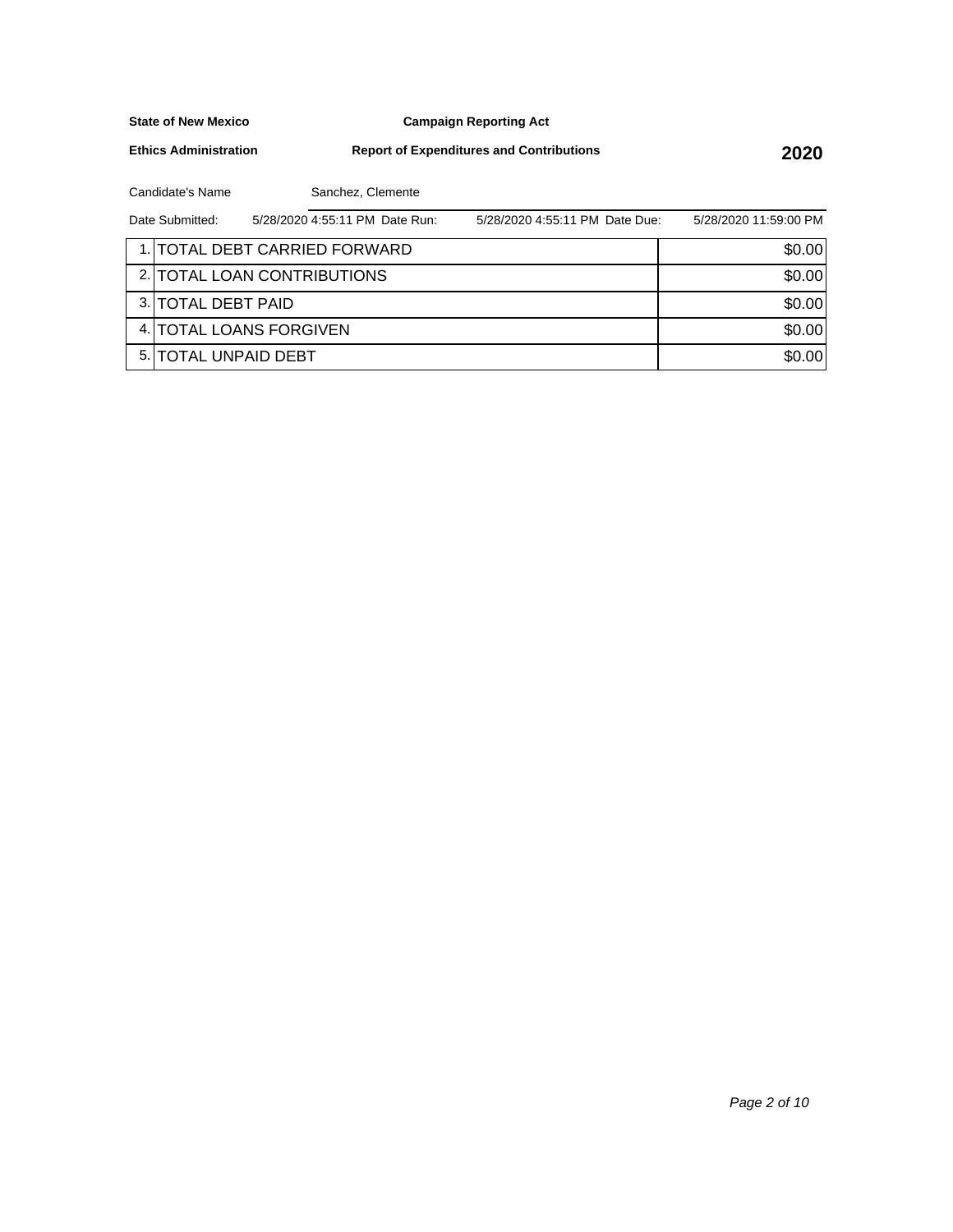**State of New Mexico** **Campaign Reporting Act**

**Ethics Administration** **Report of Expenditures and Contributions** **2020**

Candidate's Name: Sanchez, Clemente

Date Submitted: 5/28/2020 4:55:11 PM Date Run: 5/28/2020 4:55:11 PM Date Due: 5/28/2020 11:59:00 PM

| | | |
|---|---|---|
| 1. | TOTAL DEBT CARRIED FORWARD | $0.00 |
| 2. | TOTAL LOAN CONTRIBUTIONS | $0.00 |
| 3. | TOTAL DEBT PAID | $0.00 |
| 4. | TOTAL LOANS FORGIVEN | $0.00 |
| 5. | TOTAL UNPAID DEBT | $0.00 |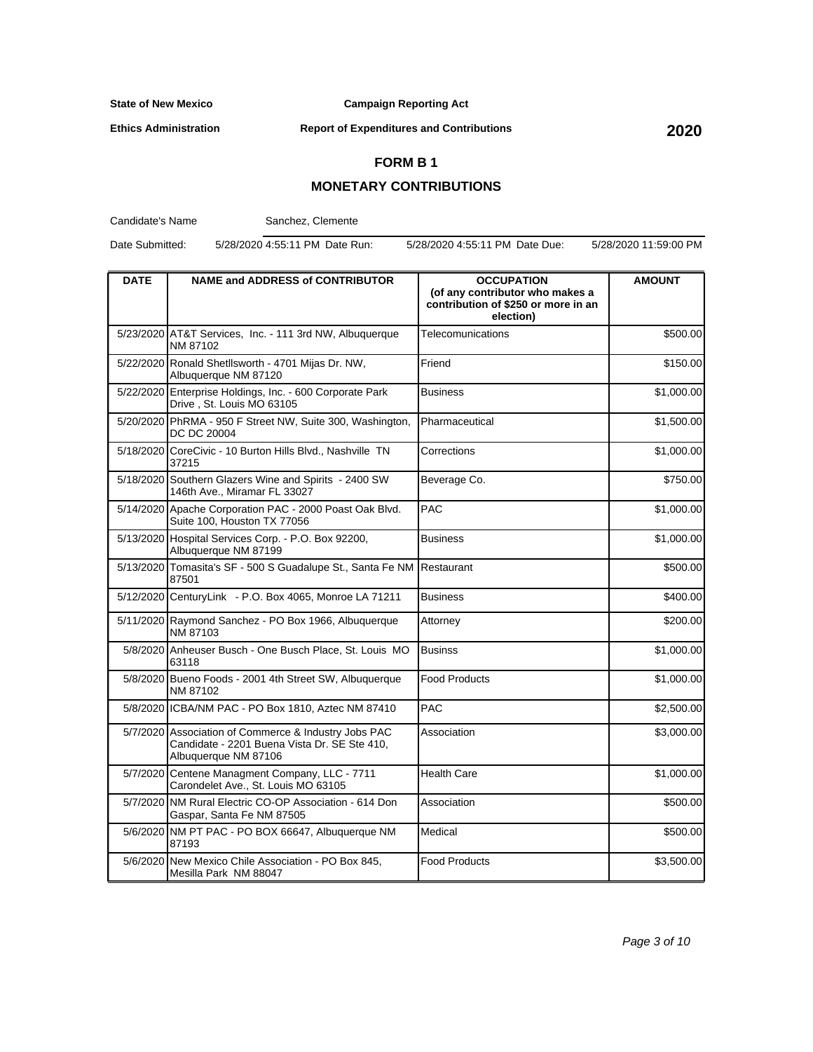**State of New Mexico** | **Campaign Reporting Act**

**Ethics Administration** | **Report of Expenditures and Contributions** | **2020**

## FORM B 1

## MONETARY CONTRIBUTIONS

Candidate's Name: Sanchez, Clemente

Date Submitted: 5/28/2020 4:55:11 PM Date Run: 5/28/2020 4:55:11 PM Date Due: 5/28/2020 11:59:00 PM

| DATE | NAME and ADDRESS of CONTRIBUTOR | OCCUPATION (of any contributor who makes a contribution of $250 or more in an election) | AMOUNT |
|---|---|---|---|
| 5/23/2020 | AT&T Services, Inc. - 111 3rd NW, Albuquerque NM 87102 | Telecomunications | $500.00 |
| 5/22/2020 | Ronald Shetllsworth - 4701 Mijas Dr. NW, Albuquerque NM 87120 | Friend | $150.00 |
| 5/22/2020 | Enterprise Holdings, Inc. - 600 Corporate Park Drive , St. Louis MO 63105 | Business | $1,000.00 |
| 5/20/2020 | PhRMA - 950 F Street NW, Suite 300, Washington, DC DC 20004 | Pharmaceutical | $1,500.00 |
| 5/18/2020 | CoreCivic - 10 Burton Hills Blvd., Nashville TN 37215 | Corrections | $1,000.00 |
| 5/18/2020 | Southern Glazers Wine and Spirits - 2400 SW 146th Ave., Miramar FL 33027 | Beverage Co. | $750.00 |
| 5/14/2020 | Apache Corporation PAC - 2000 Poast Oak Blvd. Suite 100, Houston TX 77056 | PAC | $1,000.00 |
| 5/13/2020 | Hospital Services Corp. - P.O. Box 92200, Albuquerque NM 87199 | Business | $1,000.00 |
| 5/13/2020 | Tomasita's SF - 500 S Guadalupe St., Santa Fe NM 87501 | Restaurant | $500.00 |
| 5/12/2020 | CenturyLink - P.O. Box 4065, Monroe LA 71211 | Business | $400.00 |
| 5/11/2020 | Raymond Sanchez - PO Box 1966, Albuquerque NM 87103 | Attorney | $200.00 |
| 5/8/2020 | Anheuser Busch - One Busch Place, St. Louis MO 63118 | Businss | $1,000.00 |
| 5/8/2020 | Bueno Foods - 2001 4th Street SW, Albuquerque NM 87102 | Food Products | $1,000.00 |
| 5/8/2020 | ICBA/NM PAC - PO Box 1810, Aztec NM 87410 | PAC | $2,500.00 |
| 5/7/2020 | Association of Commerce & Industry Jobs PAC Candidate - 2201 Buena Vista Dr. SE Ste 410, Albuquerque NM 87106 | Association | $3,000.00 |
| 5/7/2020 | Centene Managment Company, LLC - 7711 Carondelet Ave., St. Louis MO 63105 | Health Care | $1,000.00 |
| 5/7/2020 | NM Rural Electric CO-OP Association - 614 Don Gaspar, Santa Fe NM 87505 | Association | $500.00 |
| 5/6/2020 | NM PT PAC - PO BOX 66647, Albuquerque NM 87193 | Medical | $500.00 |
| 5/6/2020 | New Mexico Chile Association - PO Box 845, Mesilla Park NM 88047 | Food Products | $3,500.00 |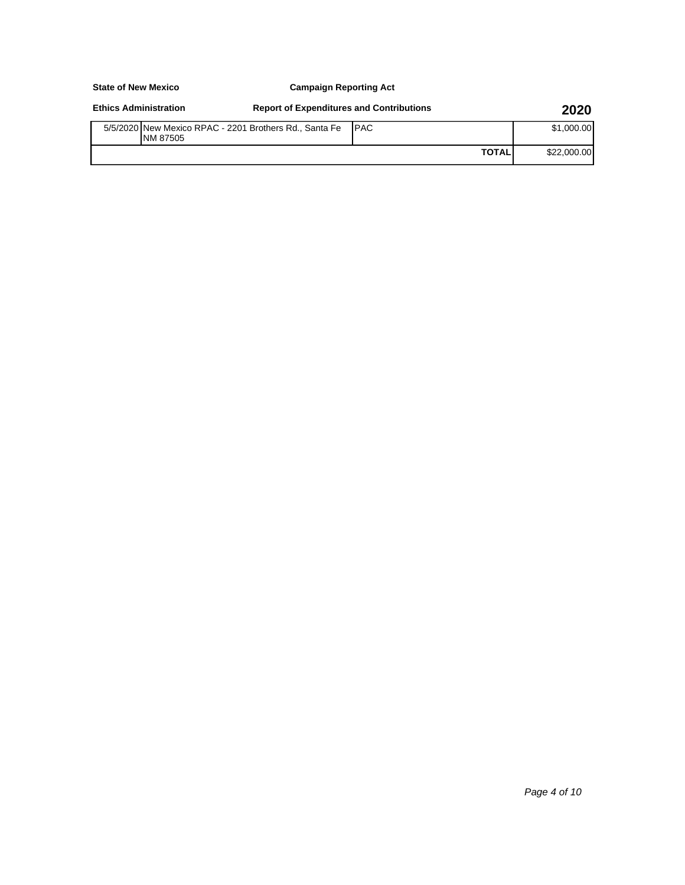| | | | |
|---|---|---|---|
| 5/5/2020 | New Mexico RPAC - 2201 Brothers Rd., Santa Fe NM 87505 | PAC | $1,000.00 |
| | | **TOTAL** | $22,000.00 |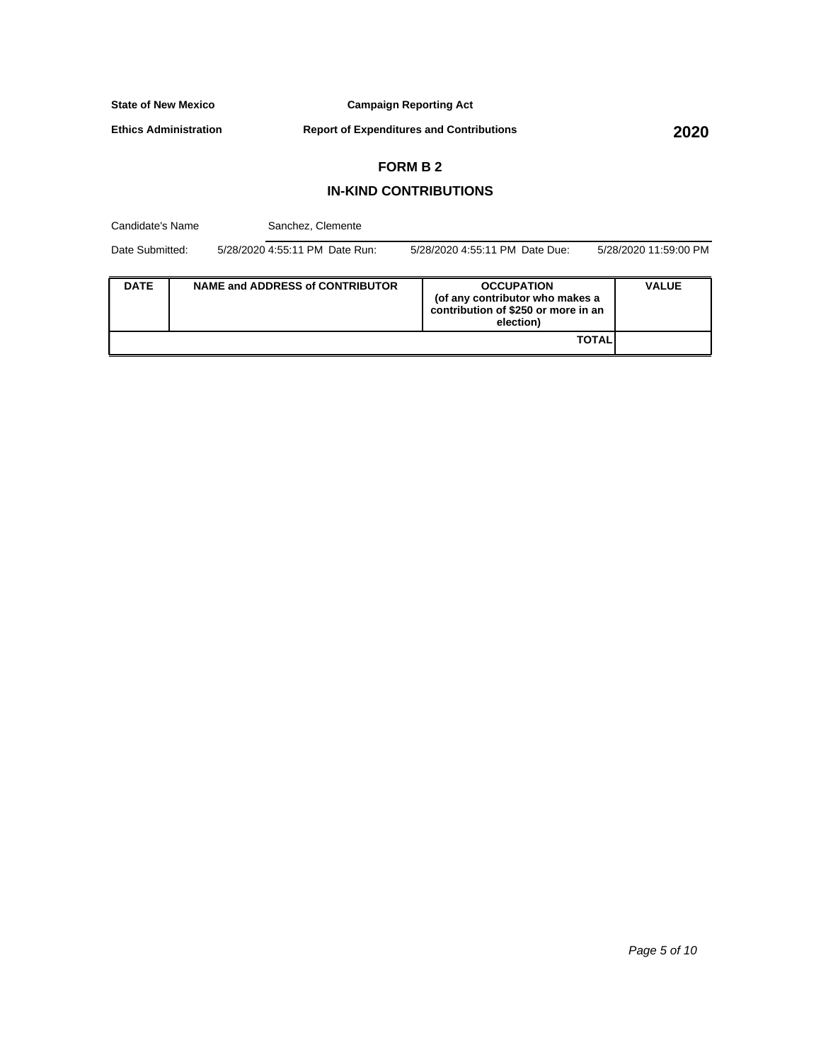**State of New Mexico** **Campaign Reporting Act**

**Ethics Administration** **Report of Expenditures and Contributions** **2020**

## FORM B 2

## IN-KIND CONTRIBUTIONS

Candidate's Name: Sanchez, Clemente

Date Submitted: 5/28/2020 4:55:11 PM Date Run: 5/28/2020 4:55:11 PM Date Due: 5/28/2020 11:59:00 PM

| DATE | NAME and ADDRESS of CONTRIBUTOR | OCCUPATION (of any contributor who makes a contribution of $250 or more in an election) | VALUE |
|---|---|---|---|
| | | **TOTAL** | |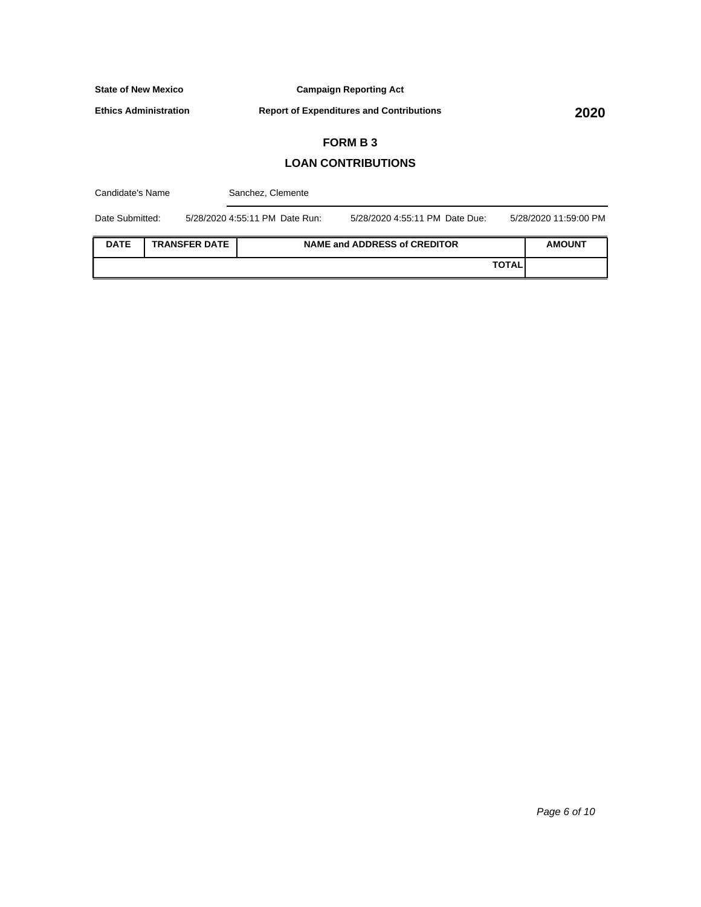**State of New Mexico** **Campaign Reporting Act**

**Ethics Administration** **Report of Expenditures and Contributions** **2020**

## FORM B 3

## LOAN CONTRIBUTIONS

Candidate's Name Sanchez, Clemente

Date Submitted: 5/28/2020 4:55:11 PM Date Run: 5/28/2020 4:55:11 PM Date Due: 5/28/2020 11:59:00 PM

| DATE | TRANSFER DATE | NAME and ADDRESS of CREDITOR | AMOUNT |
| --- | --- | --- | --- |
| | | **TOTAL** | |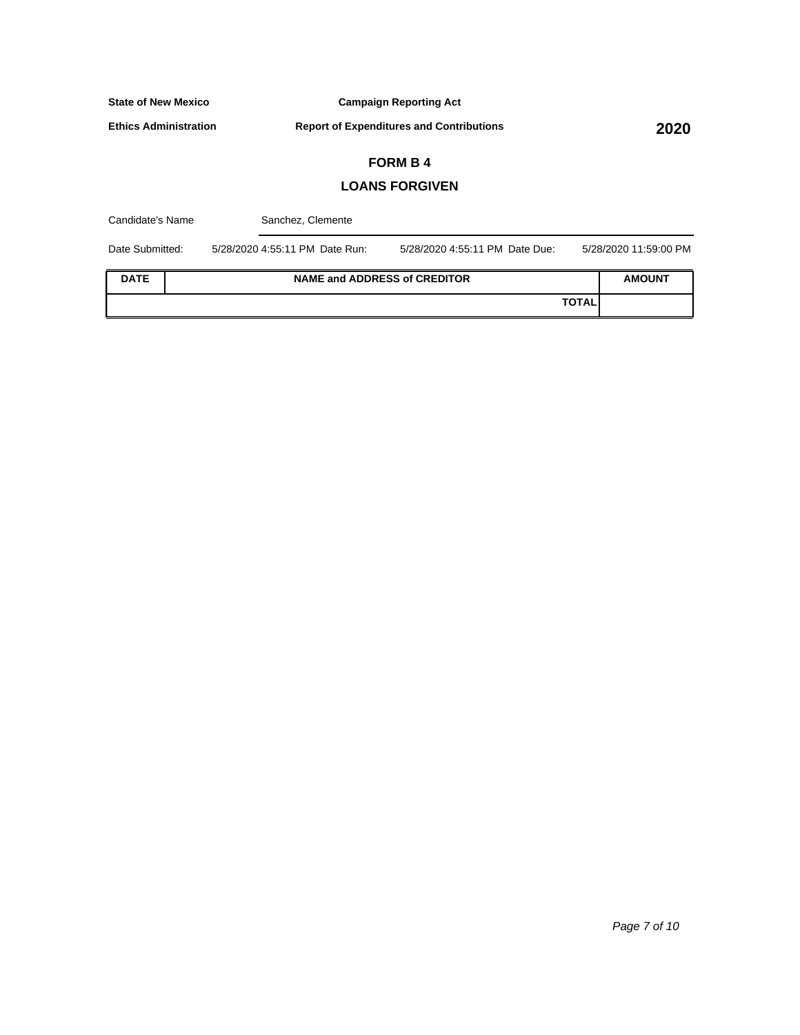**State of New Mexico** **Campaign Reporting Act**

**Ethics Administration** **Report of Expenditures and Contributions** **2020**

## FORM B 4

## LOANS FORGIVEN

Candidate's Name Sanchez, Clemente

Date Submitted: 5/28/2020 4:55:11 PM Date Run: 5/28/2020 4:55:11 PM Date Due: 5/28/2020 11:59:00 PM

| DATE | NAME and ADDRESS of CREDITOR | AMOUNT |
|---|---|---|
| | **TOTAL** | |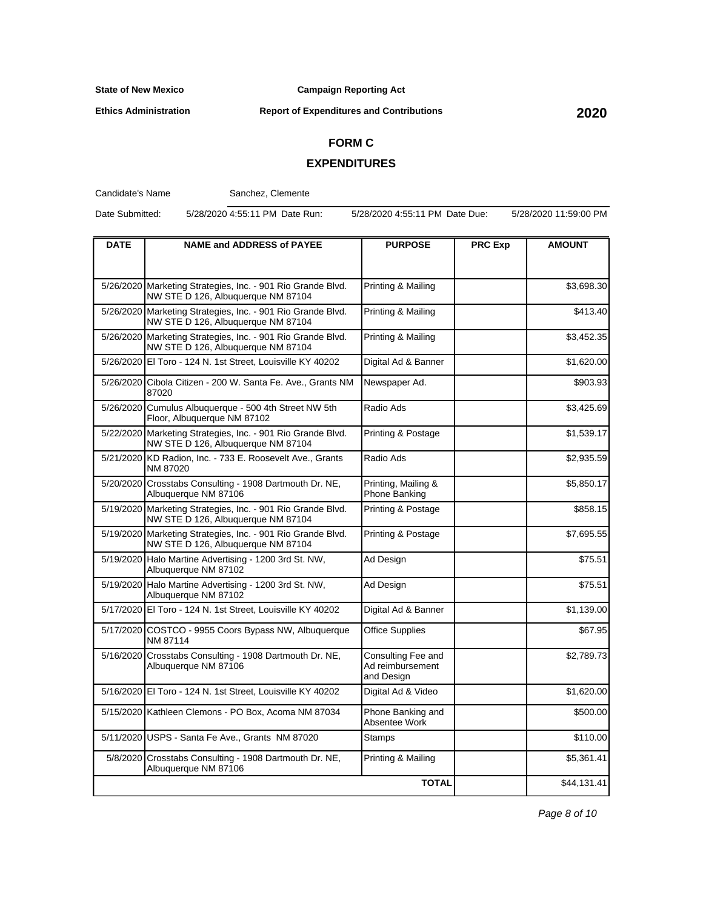**State of New Mexico** **Campaign Reporting Act**

**Ethics Administration** **Report of Expenditures and Contributions** **2020**

## FORM C

## EXPENDITURES

Candidate's Name Sanchez, Clemente

Date Submitted: 5/28/2020 4:55:11 PM Date Run: 5/28/2020 4:55:11 PM Date Due: 5/28/2020 11:59:00 PM

| DATE | NAME and ADDRESS of PAYEE | PURPOSE | PRC Exp | AMOUNT |
|---|---|---|---|---|
| 5/26/2020 | Marketing Strategies, Inc. - 901 Rio Grande Blvd. NW STE D 126, Albuquerque NM 87104 | Printing & Mailing | | $3,698.30 |
| 5/26/2020 | Marketing Strategies, Inc. - 901 Rio Grande Blvd. NW STE D 126, Albuquerque NM 87104 | Printing & Mailing | | $413.40 |
| 5/26/2020 | Marketing Strategies, Inc. - 901 Rio Grande Blvd. NW STE D 126, Albuquerque NM 87104 | Printing & Mailing | | $3,452.35 |
| 5/26/2020 | El Toro - 124 N. 1st Street, Louisville KY 40202 | Digital Ad & Banner | | $1,620.00 |
| 5/26/2020 | Cibola Citizen - 200 W. Santa Fe. Ave., Grants NM 87020 | Newspaper Ad. | | $903.93 |
| 5/26/2020 | Cumulus Albuquerque - 500 4th Street NW 5th Floor, Albuquerque NM 87102 | Radio Ads | | $3,425.69 |
| 5/22/2020 | Marketing Strategies, Inc. - 901 Rio Grande Blvd. NW STE D 126, Albuquerque NM 87104 | Printing & Postage | | $1,539.17 |
| 5/21/2020 | KD Radion, Inc. - 733 E. Roosevelt Ave., Grants NM 87020 | Radio Ads | | $2,935.59 |
| 5/20/2020 | Crosstabs Consulting - 1908 Dartmouth Dr. NE, Albuquerque NM 87106 | Printing, Mailing & Phone Banking | | $5,850.17 |
| 5/19/2020 | Marketing Strategies, Inc. - 901 Rio Grande Blvd. NW STE D 126, Albuquerque NM 87104 | Printing & Postage | | $858.15 |
| 5/19/2020 | Marketing Strategies, Inc. - 901 Rio Grande Blvd. NW STE D 126, Albuquerque NM 87104 | Printing & Postage | | $7,695.55 |
| 5/19/2020 | Halo Martine Advertising - 1200 3rd St. NW, Albuquerque NM 87102 | Ad Design | | $75.51 |
| 5/19/2020 | Halo Martine Advertising - 1200 3rd St. NW, Albuquerque NM 87102 | Ad Design | | $75.51 |
| 5/17/2020 | El Toro - 124 N. 1st Street, Louisville KY 40202 | Digital Ad & Banner | | $1,139.00 |
| 5/17/2020 | COSTCO - 9955 Coors Bypass NW, Albuquerque NM 87114 | Office Supplies | | $67.95 |
| 5/16/2020 | Crosstabs Consulting - 1908 Dartmouth Dr. NE, Albuquerque NM 87106 | Consulting Fee and Ad reimbursement and Design | | $2,789.73 |
| 5/16/2020 | El Toro - 124 N. 1st Street, Louisville KY 40202 | Digital Ad & Video | | $1,620.00 |
| 5/15/2020 | Kathleen Clemons - PO Box, Acoma NM 87034 | Phone Banking and Absentee Work | | $500.00 |
| 5/11/2020 | USPS - Santa Fe Ave., Grants NM 87020 | Stamps | | $110.00 |
| 5/8/2020 | Crosstabs Consulting - 1908 Dartmouth Dr. NE, Albuquerque NM 87106 | Printing & Mailing | | $5,361.41 |
| | | **TOTAL** | | $44,131.41 |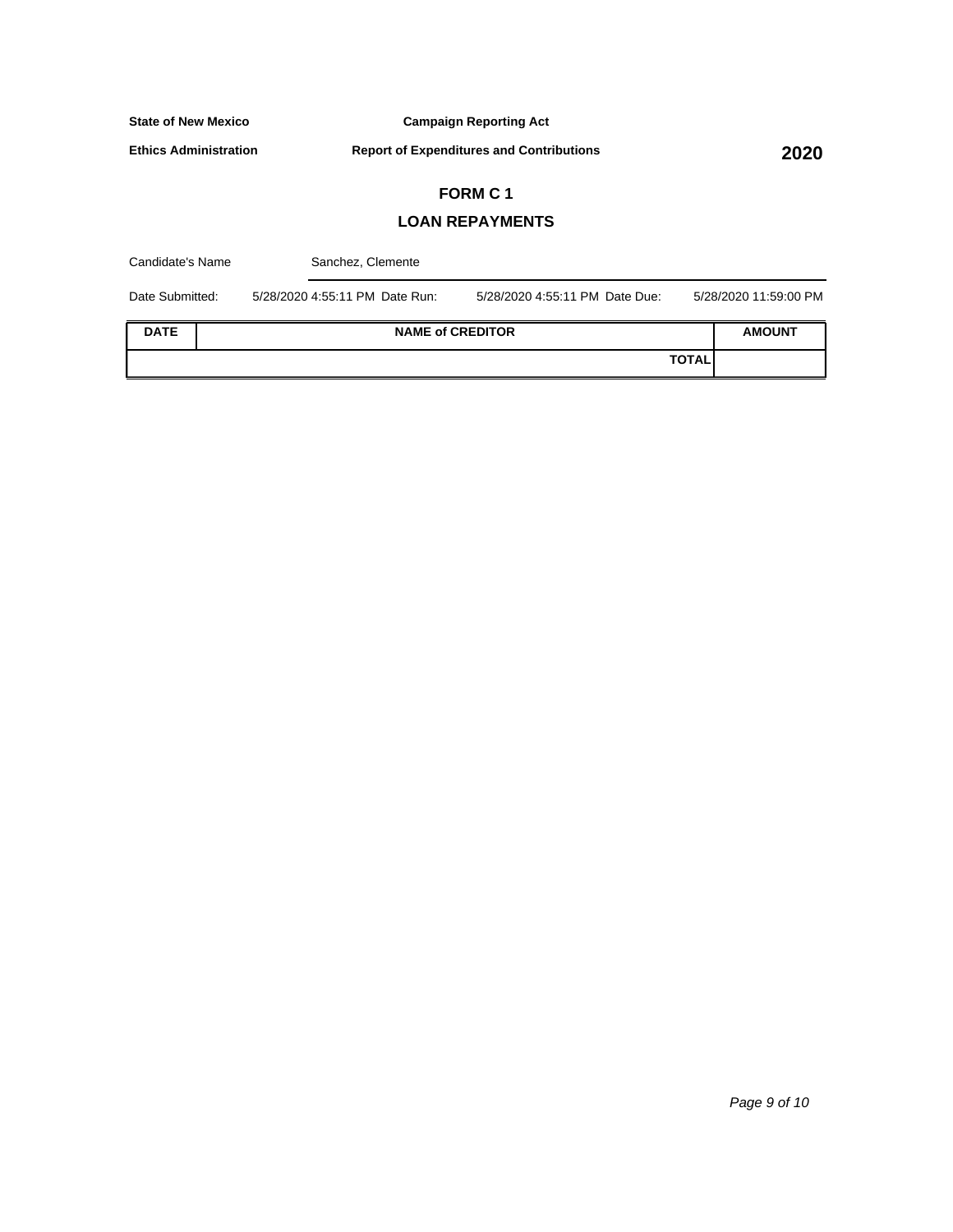**State of New Mexico** **Campaign Reporting Act**

**Ethics Administration** **Report of Expenditures and Contributions** **2020**

## FORM C 1

## LOAN REPAYMENTS

Candidate's Name Sanchez, Clemente

Date Submitted: 5/28/2020 4:55:11 PM Date Run: 5/28/2020 4:55:11 PM Date Due: 5/28/2020 11:59:00 PM

| DATE | NAME of CREDITOR | AMOUNT |
|---|---|---|
| | **TOTAL** | |